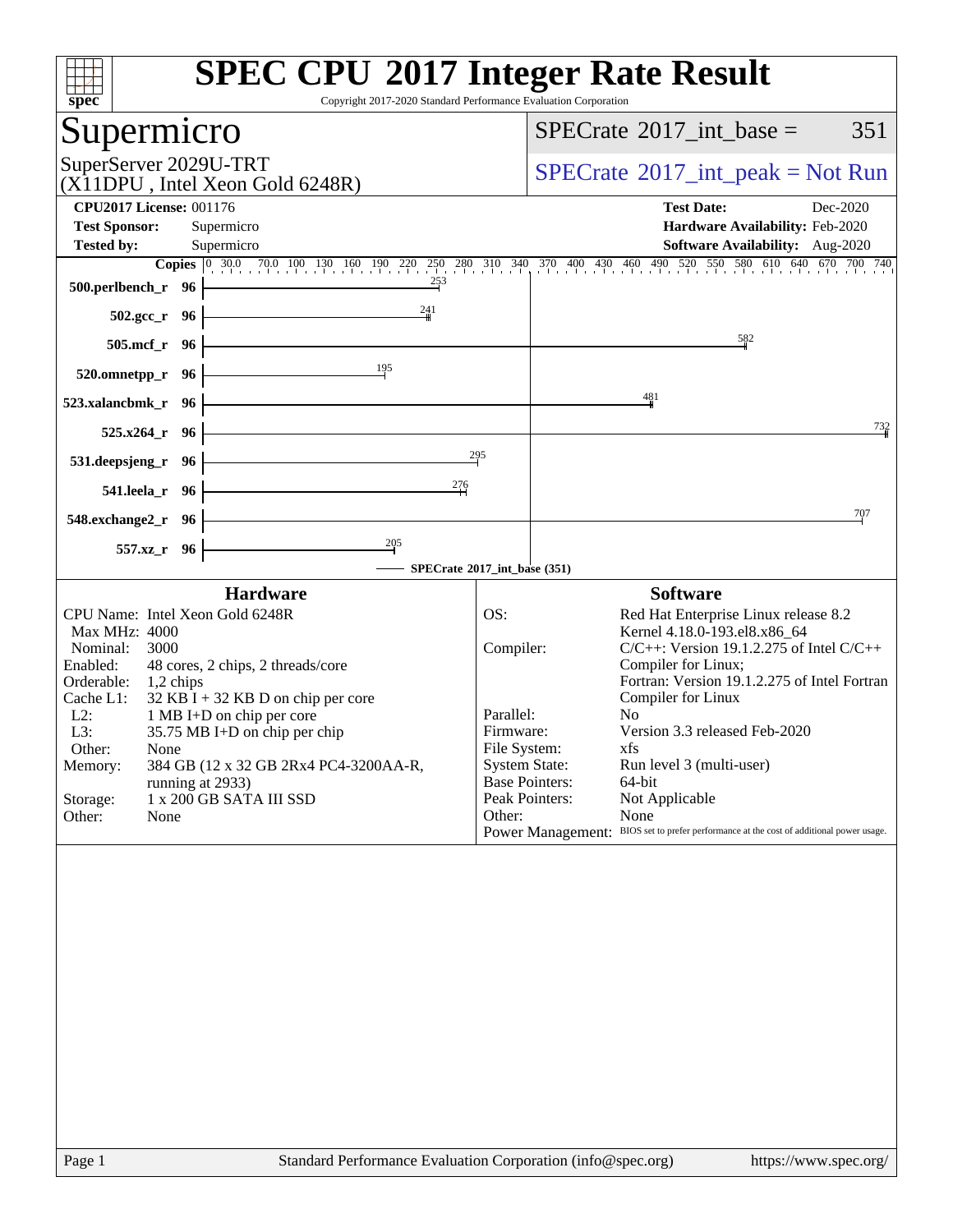# SPEC CPU 2017 Integer Rate Result

Copyright 2017-2020 Standard Performance Evaluation Corporation

## Supermicro

SuperServer 2029U-TRT
(X11DPU , Intel Xeon Gold 6248R)

SPECrate 2017_int_base = 351

SPECrate 2017_int_peak = Not Run

**CPU2017 License:** 001176
**Test Sponsor:** Supermicro
**Tested by:** Supermicro

**Test Date:** Dec-2020
**Hardware Availability:** Feb-2020
**Software Availability:** Aug-2020

| Benchmark | Copies | SPECrate 2017_int_base |
|---|---|---|
| 500.perlbench_r | 96 | 253 |
| 502.gcc_r | 96 | 241 |
| 505.mcf_r | 96 | 582 |
| 520.omnetpp_r | 96 | 195 |
| 523.xalancbmk_r | 96 | 481 |
| 525.x264_r | 96 | 732 |
| 531.deepsjeng_r | 96 | 295 |
| 541.leela_r | 96 | 276 |
| 548.exchange2_r | 96 | 707 |
| 557.xz_r | 96 | 205 |

SPECrate 2017_int_base (351)

### Hardware

| | |
|---|---|
| CPU Name: | Intel Xeon Gold 6248R |
| Max MHz: | 4000 |
| Nominal: | 3000 |
| Enabled: | 48 cores, 2 chips, 2 threads/core |
| Orderable: | 1,2 chips |
| Cache L1: | 32 KB I + 32 KB D on chip per core |
| L2: | 1 MB I+D on chip per core |
| L3: | 35.75 MB I+D on chip per chip |
| Other: | None |
| Memory: | 384 GB (12 x 32 GB 2Rx4 PC4-3200AA-R, running at 2933) |
| Storage: | 1 x 200 GB SATA III SSD |
| Other: | None |

### Software

| | |
|---|---|
| OS: | Red Hat Enterprise Linux release 8.2 Kernel 4.18.0-193.el8.x86_64 |
| Compiler: | C/C++: Version 19.1.2.275 of Intel C/C++ Compiler for Linux; Fortran: Version 19.1.2.275 of Intel Fortran Compiler for Linux |
| Parallel: | No |
| Firmware: | Version 3.3 released Feb-2020 |
| File System: | xfs |
| System State: | Run level 3 (multi-user) |
| Base Pointers: | 64-bit |
| Peak Pointers: | Not Applicable |
| Other: | None |
| Power Management: | BIOS set to prefer performance at the cost of additional power usage. |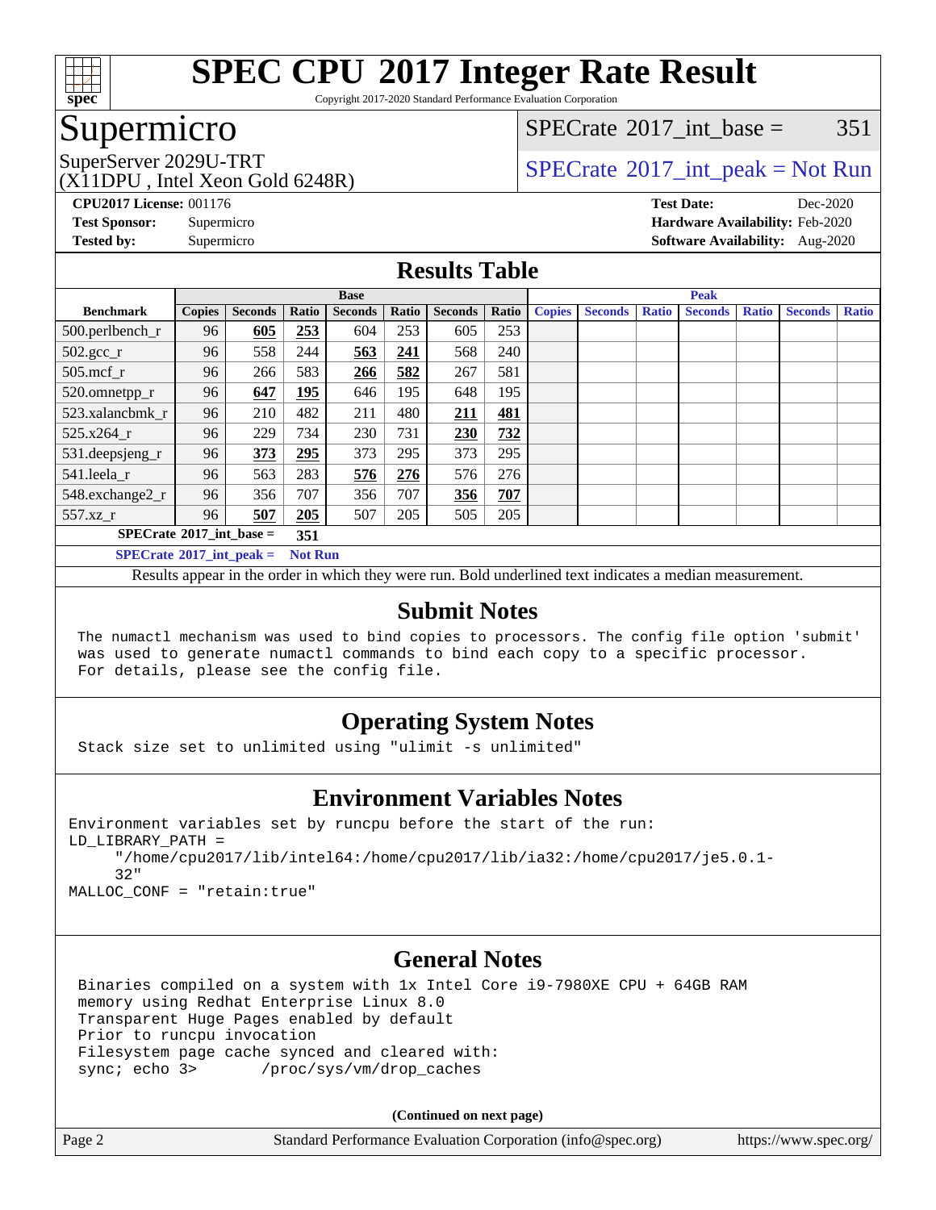# SPEC CPU 2017 Integer Rate Result

Copyright 2017-2020 Standard Performance Evaluation Corporation

## Supermicro

SuperServer 2029U-TRT
(X11DPU , Intel Xeon Gold 6248R)

SPECrate 2017_int_base = 351

SPECrate 2017_int_peak = Not Run

**CPU2017 License:** 001176
**Test Sponsor:** Supermicro
**Tested by:** Supermicro

**Test Date:** Dec-2020
**Hardware Availability:** Feb-2020
**Software Availability:** Aug-2020

## Results Table

| Benchmark | Base | | | | | | | Peak | | | | | | |
|---|---|---|---|---|---|---|---|---|---|---|---|---|---|---|
| | Copies | Seconds | Ratio | Seconds | Ratio | Seconds | Ratio | Copies | Seconds | Ratio | Seconds | Ratio | Seconds | Ratio |
| 500.perlbench_r | 96 | **605** | **253** | 604 | 253 | 605 | 253 | | | | | | | |
| 502.gcc_r | 96 | 558 | 244 | **563** | **241** | 568 | 240 | | | | | | | |
| 505.mcf_r | 96 | 266 | 583 | **266** | **582** | 267 | 581 | | | | | | | |
| 520.omnetpp_r | 96 | **647** | **195** | 646 | 195 | 648 | 195 | | | | | | | |
| 523.xalancbmk_r | 96 | 210 | 482 | 211 | 480 | **211** | **481** | | | | | | | |
| 525.x264_r | 96 | 229 | 734 | 230 | 731 | **230** | **732** | | | | | | | |
| 531.deepsjeng_r | 96 | **373** | **295** | 373 | 295 | 373 | 295 | | | | | | | |
| 541.leela_r | 96 | 563 | 283 | **576** | **276** | 576 | 276 | | | | | | | |
| 548.exchange2_r | 96 | 356 | 707 | 356 | 707 | **356** | **707** | | | | | | | |
| 557.xz_r | 96 | **507** | **205** | 507 | 205 | 505 | 205 | | | | | | | |

**SPECrate 2017_int_base = 351**

**SPECrate 2017_int_peak = Not Run**

Results appear in the order in which they were run. Bold underlined text indicates a median measurement.

## Submit Notes

```
The numactl mechanism was used to bind copies to processors. The config file option 'submit'
was used to generate numactl commands to bind each copy to a specific processor.
For details, please see the config file.
```

## Operating System Notes

```
Stack size set to unlimited using "ulimit -s unlimited"
```

## Environment Variables Notes

```
Environment variables set by runcpu before the start of the run:
LD_LIBRARY_PATH =
     "/home/cpu2017/lib/intel64:/home/cpu2017/lib/ia32:/home/cpu2017/je5.0.1-
     32"
MALLOC_CONF = "retain:true"
```

## General Notes

```
Binaries compiled on a system with 1x Intel Core i9-7980XE CPU + 64GB RAM
memory using Redhat Enterprise Linux 8.0
Transparent Huge Pages enabled by default
Prior to runcpu invocation
Filesystem page cache synced and cleared with:
sync; echo 3>       /proc/sys/vm/drop_caches
```

**(Continued on next page)**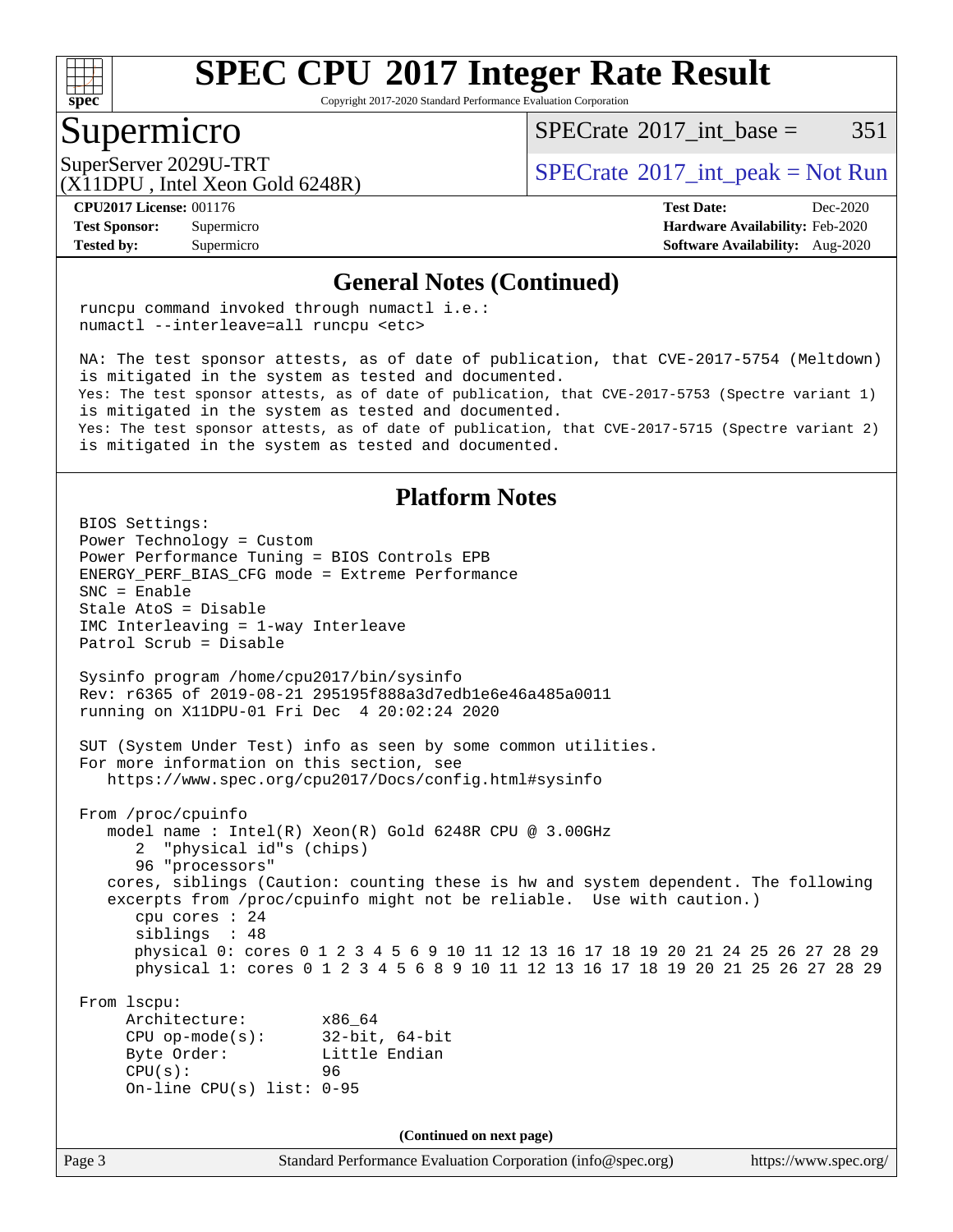## General Notes (Continued)

```
runcpu command invoked through numactl i.e.:
numactl --interleave=all runcpu <etc>

NA: The test sponsor attests, as of date of publication, that CVE-2017-5754 (Meltdown)
is mitigated in the system as tested and documented.
Yes: The test sponsor attests, as of date of publication, that CVE-2017-5753 (Spectre variant 1)
is mitigated in the system as tested and documented.
Yes: The test sponsor attests, as of date of publication, that CVE-2017-5715 (Spectre variant 2)
is mitigated in the system as tested and documented.
```

## Platform Notes

```
BIOS Settings:
Power Technology = Custom
Power Performance Tuning = BIOS Controls EPB
ENERGY_PERF_BIAS_CFG mode = Extreme Performance
SNC = Enable
Stale AtoS = Disable
IMC Interleaving = 1-way Interleave
Patrol Scrub = Disable

Sysinfo program /home/cpu2017/bin/sysinfo
Rev: r6365 of 2019-08-21 295195f888a3d7edb1e6e46a485a0011
running on X11DPU-01 Fri Dec  4 20:02:24 2020

SUT (System Under Test) info as seen by some common utilities.
For more information on this section, see
   https://www.spec.org/cpu2017/Docs/config.html#sysinfo

From /proc/cpuinfo
   model name : Intel(R) Xeon(R) Gold 6248R CPU @ 3.00GHz
      2  "physical id"s (chips)
      96 "processors"
   cores, siblings (Caution: counting these is hw and system dependent. The following
   excerpts from /proc/cpuinfo might not be reliable.  Use with caution.)
      cpu cores : 24
      siblings  : 48
      physical 0: cores 0 1 2 3 4 5 6 9 10 11 12 13 16 17 18 19 20 21 24 25 26 27 28 29
      physical 1: cores 0 1 2 3 4 5 6 8 9 10 11 12 13 16 17 18 19 20 21 25 26 27 28 29

From lscpu:
     Architecture:        x86_64
     CPU op-mode(s):      32-bit, 64-bit
     Byte Order:          Little Endian
     CPU(s):              96
     On-line CPU(s) list: 0-95
```

(Continued on next page)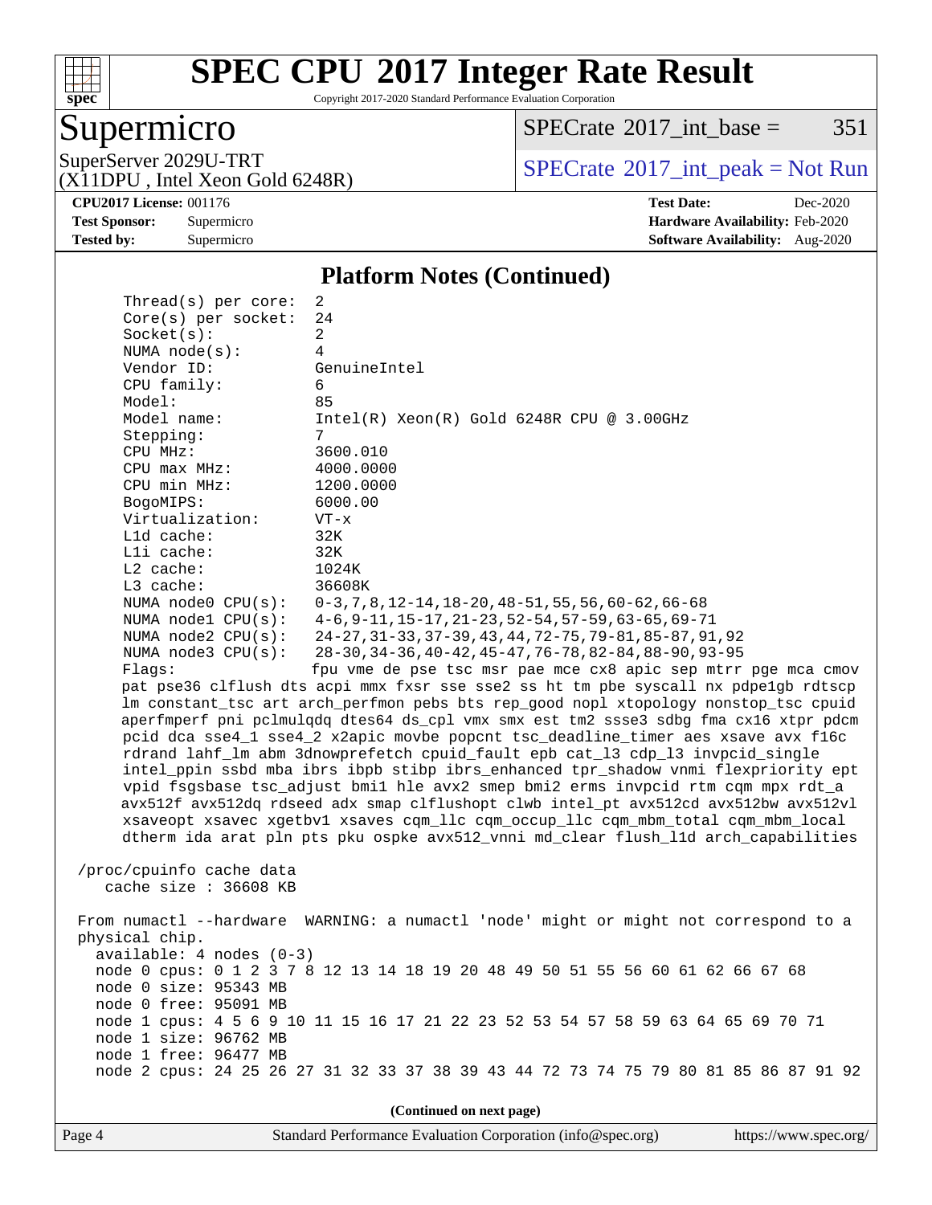## Platform Notes (Continued)

```
     Thread(s) per core:  2
     Core(s) per socket:  24
     Socket(s):           2
     NUMA node(s):        4
     Vendor ID:           GenuineIntel
     CPU family:          6
     Model:               85
     Model name:          Intel(R) Xeon(R) Gold 6248R CPU @ 3.00GHz
     Stepping:            7
     CPU MHz:             3600.010
     CPU max MHz:         4000.0000
     CPU min MHz:         1200.0000
     BogoMIPS:            6000.00
     Virtualization:      VT-x
     L1d cache:           32K
     L1i cache:           32K
     L2 cache:            1024K
     L3 cache:            36608K
     NUMA node0 CPU(s):   0-3,7,8,12-14,18-20,48-51,55,56,60-62,66-68
     NUMA node1 CPU(s):   4-6,9-11,15-17,21-23,52-54,57-59,63-65,69-71
     NUMA node2 CPU(s):   24-27,31-33,37-39,43,44,72-75,79-81,85-87,91,92
     NUMA node3 CPU(s):   28-30,34-36,40-42,45-47,76-78,82-84,88-90,93-95
     Flags:               fpu vme de pse tsc msr pae mce cx8 apic sep mtrr pge mca cmov
     pat pse36 clflush dts acpi mmx fxsr sse sse2 ss ht tm pbe syscall nx pdpe1gb rdtscp
     lm constant_tsc art arch_perfmon pebs bts rep_good nopl xtopology nonstop_tsc cpuid
     aperfmperf pni pclmulqdq dtes64 ds_cpl vmx smx est tm2 ssse3 sdbg fma cx16 xtpr pdcm
     pcid dca sse4_1 sse4_2 x2apic movbe popcnt tsc_deadline_timer aes xsave avx f16c
     rdrand lahf_lm abm 3dnowprefetch cpuid_fault epb cat_l3 cdp_l3 invpcid_single
     intel_ppin ssbd mba ibrs ibpb stibp ibrs_enhanced tpr_shadow vnmi flexpriority ept
     vpid fsgsbase tsc_adjust bmi1 hle avx2 smep bmi2 erms invpcid rtm cqm mpx rdt_a
     avx512f avx512dq rdseed adx smap clflushopt clwb intel_pt avx512cd avx512bw avx512vl
     xsaveopt xsavec xgetbv1 xsaves cqm_llc cqm_occup_llc cqm_mbm_total cqm_mbm_local
     dtherm ida arat pln pts pku ospke avx512_vnni md_clear flush_l1d arch_capabilities

 /proc/cpuinfo cache data
    cache size : 36608 KB

 From numactl --hardware  WARNING: a numactl 'node' might or might not correspond to a
 physical chip.
   available: 4 nodes (0-3)
   node 0 cpus: 0 1 2 3 7 8 12 13 14 18 19 20 48 49 50 51 55 56 60 61 62 66 67 68
   node 0 size: 95343 MB
   node 0 free: 95091 MB
   node 1 cpus: 4 5 6 9 10 11 15 16 17 21 22 23 52 53 54 57 58 59 63 64 65 69 70 71
   node 1 size: 96762 MB
   node 1 free: 96477 MB
   node 2 cpus: 24 25 26 27 31 32 33 37 38 39 43 44 72 73 74 75 79 80 81 85 86 87 91 92
```

(Continued on next page)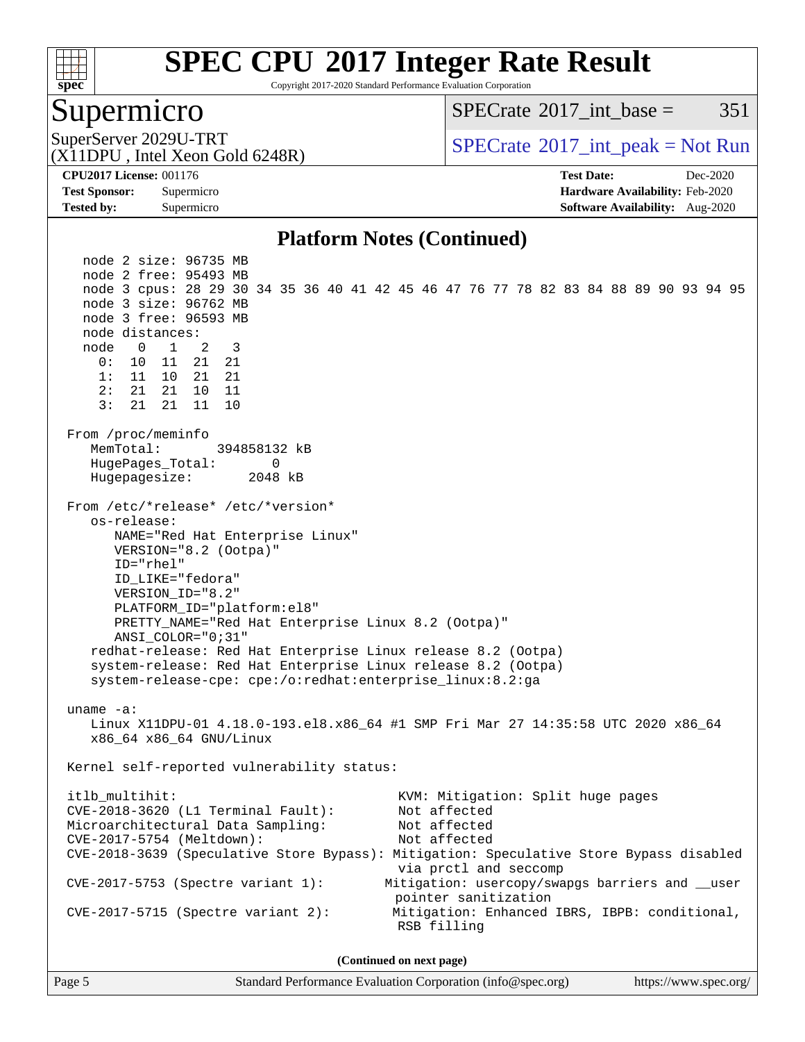## Platform Notes (Continued)

```
   node 2 size: 96735 MB
   node 2 free: 95493 MB
   node 3 cpus: 28 29 30 34 35 36 40 41 42 45 46 47 76 77 78 82 83 84 88 89 90 93 94 95
   node 3 size: 96762 MB
   node 3 free: 96593 MB
   node distances:
   node   0   1   2   3
     0:  10  11  21  21
     1:  11  10  21  21
     2:  21  21  10  11
     3:  21  21  11  10

 From /proc/meminfo
    MemTotal:       394858132 kB
    HugePages_Total:       0
    Hugepagesize:       2048 kB

 From /etc/*release* /etc/*version*
    os-release:
       NAME="Red Hat Enterprise Linux"
       VERSION="8.2 (Ootpa)"
       ID="rhel"
       ID_LIKE="fedora"
       VERSION_ID="8.2"
       PLATFORM_ID="platform:el8"
       PRETTY_NAME="Red Hat Enterprise Linux 8.2 (Ootpa)"
       ANSI_COLOR="0;31"
    redhat-release: Red Hat Enterprise Linux release 8.2 (Ootpa)
    system-release: Red Hat Enterprise Linux release 8.2 (Ootpa)
    system-release-cpe: cpe:/o:redhat:enterprise_linux:8.2:ga

 uname -a:
    Linux X11DPU-01 4.18.0-193.el8.x86_64 #1 SMP Fri Mar 27 14:35:58 UTC 2020 x86_64
    x86_64 x86_64 GNU/Linux

 Kernel self-reported vulnerability status:

 itlb_multihit:                             KVM: Mitigation: Split huge pages
 CVE-2018-3620 (L1 Terminal Fault):         Not affected
 Microarchitectural Data Sampling:          Not affected
 CVE-2017-5754 (Meltdown):                  Not affected
 CVE-2018-3639 (Speculative Store Bypass): Mitigation: Speculative Store Bypass disabled
                                            via prctl and seccomp
 CVE-2017-5753 (Spectre variant 1):        Mitigation: usercopy/swapgs barriers and __user
                                            pointer sanitization
 CVE-2017-5715 (Spectre variant 2):        Mitigation: Enhanced IBRS, IBPB: conditional,
                                            RSB filling
```

(Continued on next page)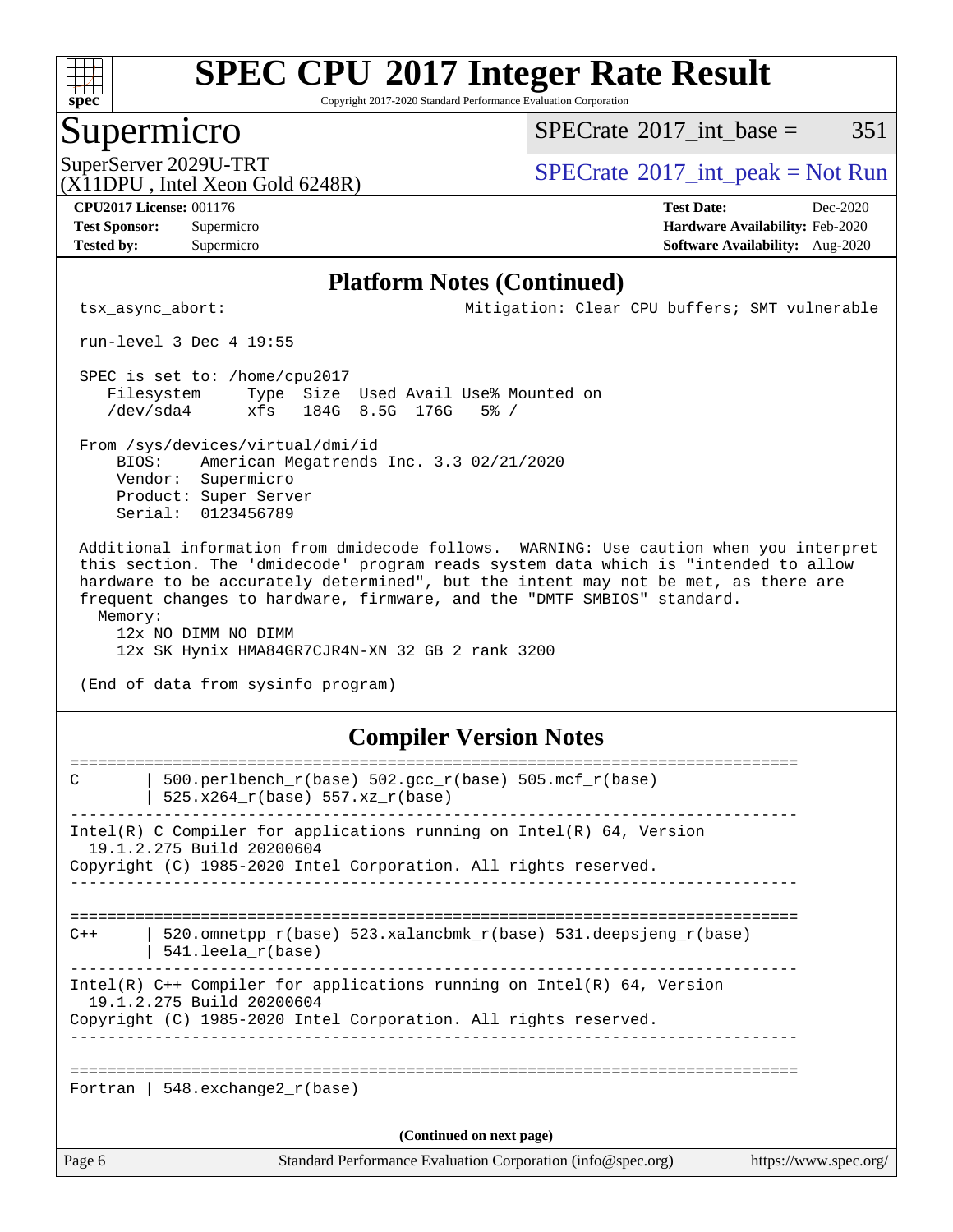## Platform Notes (Continued)

```
tsx_async_abort:                            Mitigation: Clear CPU buffers; SMT vulnerable

run-level 3 Dec 4 19:55

SPEC is set to: /home/cpu2017
   Filesystem     Type  Size  Used Avail Use% Mounted on
   /dev/sda4      xfs   184G  8.5G  176G   5% /

From /sys/devices/virtual/dmi/id
    BIOS:    American Megatrends Inc. 3.3 02/21/2020
    Vendor:  Supermicro
    Product: Super Server
    Serial:  0123456789

Additional information from dmidecode follows.  WARNING: Use caution when you interpret
this section. The 'dmidecode' program reads system data which is "intended to allow
hardware to be accurately determined", but the intent may not be met, as there are
frequent changes to hardware, firmware, and the "DMTF SMBIOS" standard.
  Memory:
    12x NO DIMM NO DIMM
    12x SK Hynix HMA84GR7CJR4N-XN 32 GB 2 rank 3200

(End of data from sysinfo program)
```

## Compiler Version Notes

```
==============================================================================
C       | 500.perlbench_r(base) 502.gcc_r(base) 505.mcf_r(base)
        | 525.x264_r(base) 557.xz_r(base)
------------------------------------------------------------------------------
Intel(R) C Compiler for applications running on Intel(R) 64, Version
  19.1.2.275 Build 20200604
Copyright (C) 1985-2020 Intel Corporation. All rights reserved.
------------------------------------------------------------------------------

==============================================================================
C++     | 520.omnetpp_r(base) 523.xalancbmk_r(base) 531.deepsjeng_r(base)
        | 541.leela_r(base)
------------------------------------------------------------------------------
Intel(R) C++ Compiler for applications running on Intel(R) 64, Version
  19.1.2.275 Build 20200604
Copyright (C) 1985-2020 Intel Corporation. All rights reserved.
------------------------------------------------------------------------------

==============================================================================
Fortran | 548.exchange2_r(base)
```

(Continued on next page)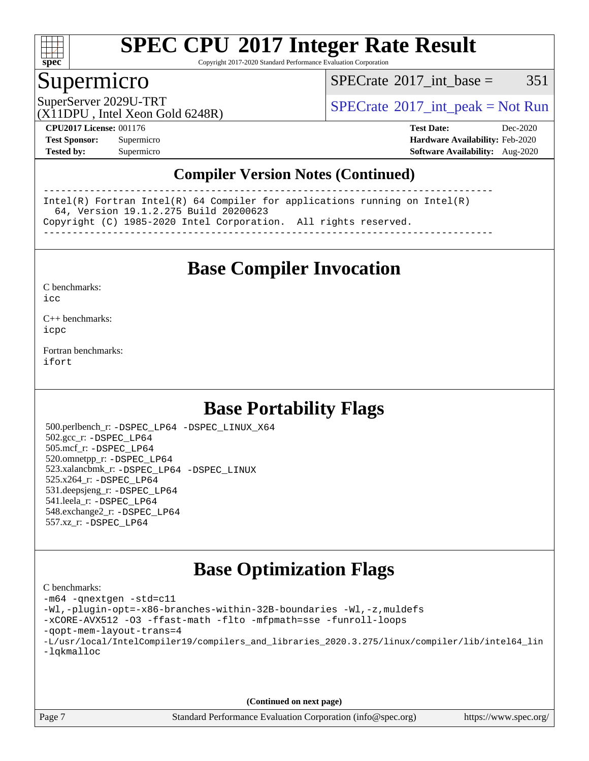# SPEC CPU 2017 Integer Rate Result

Copyright 2017-2020 Standard Performance Evaluation Corporation

## Supermicro

SuperServer 2029U-TRT
(X11DPU , Intel Xeon Gold 6248R)

SPECrate 2017_int_base = 351

SPECrate 2017_int_peak = Not Run

**CPU2017 License:** 001176
**Test Sponsor:** Supermicro
**Tested by:** Supermicro

**Test Date:** Dec-2020
**Hardware Availability:** Feb-2020
**Software Availability:** Aug-2020

## Compiler Version Notes (Continued)

```
------------------------------------------------------------------------------
Intel(R) Fortran Intel(R) 64 Compiler for applications running on Intel(R)
  64, Version 19.1.2.275 Build 20200623
Copyright (C) 1985-2020 Intel Corporation.  All rights reserved.
------------------------------------------------------------------------------
```

## Base Compiler Invocation

C benchmarks:
icc

C++ benchmarks:
icpc

Fortran benchmarks:
ifort

## Base Portability Flags

500.perlbench_r: -DSPEC_LP64 -DSPEC_LINUX_X64
502.gcc_r: -DSPEC_LP64
505.mcf_r: -DSPEC_LP64
520.omnetpp_r: -DSPEC_LP64
523.xalancbmk_r: -DSPEC_LP64 -DSPEC_LINUX
525.x264_r: -DSPEC_LP64
531.deepsjeng_r: -DSPEC_LP64
541.leela_r: -DSPEC_LP64
548.exchange2_r: -DSPEC_LP64
557.xz_r: -DSPEC_LP64

## Base Optimization Flags

C benchmarks:
-m64 -qnextgen -std=c11
-Wl,-plugin-opt=-x86-branches-within-32B-boundaries -Wl,-z,muldefs
-xCORE-AVX512 -O3 -ffast-math -flto -mfpmath=sse -funroll-loops
-qopt-mem-layout-trans=4
-L/usr/local/IntelCompiler19/compilers_and_libraries_2020.3.275/linux/compiler/lib/intel64_lin
-lqkmalloc

**(Continued on next page)**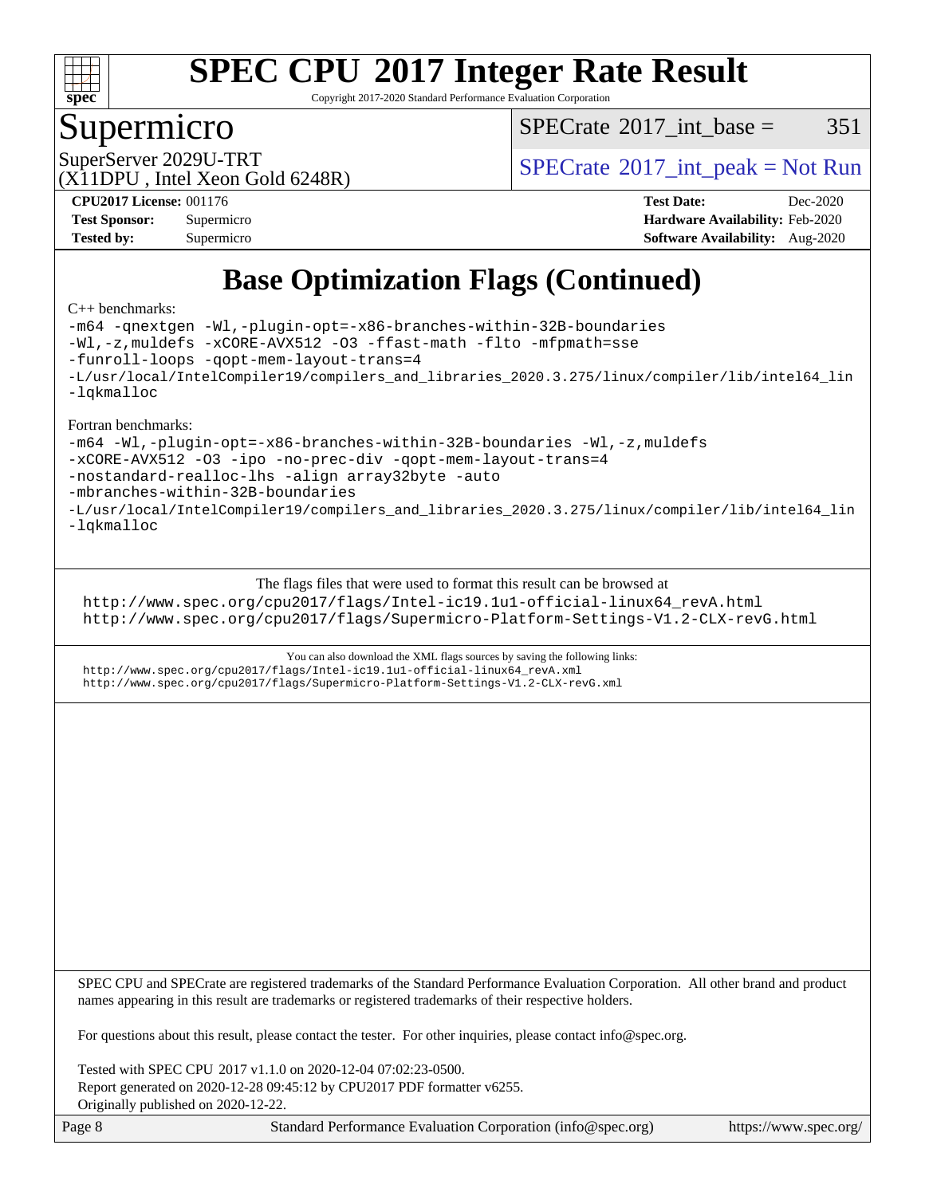# SPEC CPU 2017 Integer Rate Result

Copyright 2017-2020 Standard Performance Evaluation Corporation

## Supermicro

SuperServer 2029U-TRT
(X11DPU , Intel Xeon Gold 6248R)

SPECrate 2017_int_base = 351

SPECrate 2017_int_peak = Not Run

**CPU2017 License:** 001176
**Test Sponsor:** Supermicro
**Tested by:** Supermicro

**Test Date:** Dec-2020
**Hardware Availability:** Feb-2020
**Software Availability:** Aug-2020

# Base Optimization Flags (Continued)

C++ benchmarks:

```
-m64 -qnextgen -Wl,-plugin-opt=-x86-branches-within-32B-boundaries
-Wl,-z,muldefs -xCORE-AVX512 -O3 -ffast-math -flto -mfpmath=sse
-funroll-loops -qopt-mem-layout-trans=4
-L/usr/local/IntelCompiler19/compilers_and_libraries_2020.3.275/linux/compiler/lib/intel64_lin
-lqkmalloc
```

Fortran benchmarks:

```
-m64 -Wl,-plugin-opt=-x86-branches-within-32B-boundaries -Wl,-z,muldefs
-xCORE-AVX512 -O3 -ipo -no-prec-div -qopt-mem-layout-trans=4
-nostandard-realloc-lhs -align array32byte -auto
-mbranches-within-32B-boundaries
-L/usr/local/IntelCompiler19/compilers_and_libraries_2020.3.275/linux/compiler/lib/intel64_lin
-lqkmalloc
```

The flags files that were used to format this result can be browsed at
http://www.spec.org/cpu2017/flags/Intel-ic19.1u1-official-linux64_revA.html
http://www.spec.org/cpu2017/flags/Supermicro-Platform-Settings-V1.2-CLX-revG.html

You can also download the XML flags sources by saving the following links:
http://www.spec.org/cpu2017/flags/Intel-ic19.1u1-official-linux64_revA.xml
http://www.spec.org/cpu2017/flags/Supermicro-Platform-Settings-V1.2-CLX-revG.xml

SPEC CPU and SPECrate are registered trademarks of the Standard Performance Evaluation Corporation. All other brand and product names appearing in this result are trademarks or registered trademarks of their respective holders.

For questions about this result, please contact the tester. For other inquiries, please contact info@spec.org.

Tested with SPEC CPU 2017 v1.1.0 on 2020-12-04 07:02:23-0500.
Report generated on 2020-12-28 09:45:12 by CPU2017 PDF formatter v6255.
Originally published on 2020-12-22.